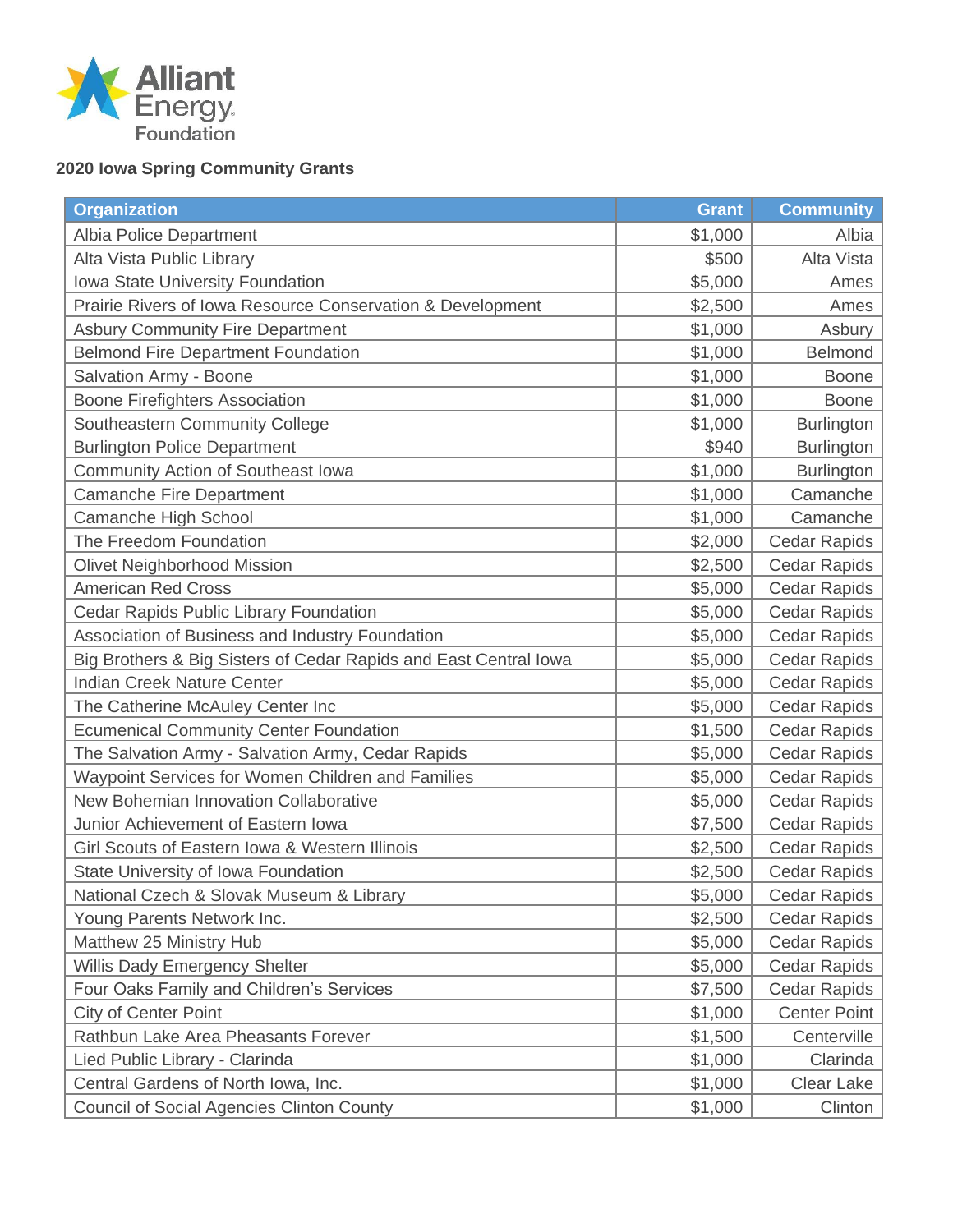Alliant Energy Foundation

**2020 Iowa Spring Community Grants**

| Organization | Grant | Community |
|---|---:|---:|
| Albia Police Department | $1,000 | Albia |
| Alta Vista Public Library | $500 | Alta Vista |
| Iowa State University Foundation | $5,000 | Ames |
| Prairie Rivers of Iowa Resource Conservation & Development | $2,500 | Ames |
| Asbury Community Fire Department | $1,000 | Asbury |
| Belmond Fire Department Foundation | $1,000 | Belmond |
| Salvation Army - Boone | $1,000 | Boone |
| Boone Firefighters Association | $1,000 | Boone |
| Southeastern Community College | $1,000 | Burlington |
| Burlington Police Department | $940 | Burlington |
| Community Action of Southeast Iowa | $1,000 | Burlington |
| Camanche Fire Department | $1,000 | Camanche |
| Camanche High School | $1,000 | Camanche |
| The Freedom Foundation | $2,000 | Cedar Rapids |
| Olivet Neighborhood Mission | $2,500 | Cedar Rapids |
| American Red Cross | $5,000 | Cedar Rapids |
| Cedar Rapids Public Library Foundation | $5,000 | Cedar Rapids |
| Association of Business and Industry Foundation | $5,000 | Cedar Rapids |
| Big Brothers & Big Sisters of Cedar Rapids and East Central Iowa | $5,000 | Cedar Rapids |
| Indian Creek Nature Center | $5,000 | Cedar Rapids |
| The Catherine McAuley Center Inc | $5,000 | Cedar Rapids |
| Ecumenical Community Center Foundation | $1,500 | Cedar Rapids |
| The Salvation Army - Salvation Army, Cedar Rapids | $5,000 | Cedar Rapids |
| Waypoint Services for Women Children and Families | $5,000 | Cedar Rapids |
| New Bohemian Innovation Collaborative | $5,000 | Cedar Rapids |
| Junior Achievement of Eastern Iowa | $7,500 | Cedar Rapids |
| Girl Scouts of Eastern Iowa & Western Illinois | $2,500 | Cedar Rapids |
| State University of Iowa Foundation | $2,500 | Cedar Rapids |
| National Czech & Slovak Museum & Library | $5,000 | Cedar Rapids |
| Young Parents Network Inc. | $2,500 | Cedar Rapids |
| Matthew 25 Ministry Hub | $5,000 | Cedar Rapids |
| Willis Dady Emergency Shelter | $5,000 | Cedar Rapids |
| Four Oaks Family and Children's Services | $7,500 | Cedar Rapids |
| City of Center Point | $1,000 | Center Point |
| Rathbun Lake Area Pheasants Forever | $1,500 | Centerville |
| Lied Public Library - Clarinda | $1,000 | Clarinda |
| Central Gardens of North Iowa, Inc. | $1,000 | Clear Lake |
| Council of Social Agencies Clinton County | $1,000 | Clinton |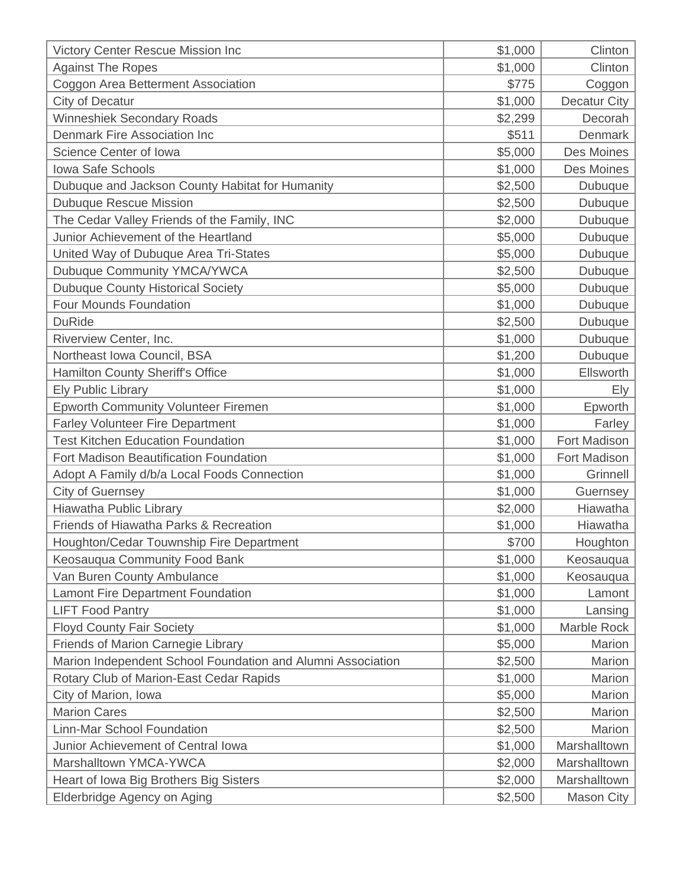| | | |
|---|---:|---:|
| Victory Center Rescue Mission Inc | $1,000 | Clinton |
| Against The Ropes | $1,000 | Clinton |
| Coggon Area Betterment Association | $775 | Coggon |
| City of Decatur | $1,000 | Decatur City |
| Winneshiek Secondary Roads | $2,299 | Decorah |
| Denmark Fire Association Inc | $511 | Denmark |
| Science Center of Iowa | $5,000 | Des Moines |
| Iowa Safe Schools | $1,000 | Des Moines |
| Dubuque and Jackson County Habitat for Humanity | $2,500 | Dubuque |
| Dubuque Rescue Mission | $2,500 | Dubuque |
| The Cedar Valley Friends of the Family, INC | $2,000 | Dubuque |
| Junior Achievement of the Heartland | $5,000 | Dubuque |
| United Way of Dubuque Area Tri-States | $5,000 | Dubuque |
| Dubuque Community YMCA/YWCA | $2,500 | Dubuque |
| Dubuque County Historical Society | $5,000 | Dubuque |
| Four Mounds Foundation | $1,000 | Dubuque |
| DuRide | $2,500 | Dubuque |
| Riverview Center, Inc. | $1,000 | Dubuque |
| Northeast Iowa Council, BSA | $1,200 | Dubuque |
| Hamilton County Sheriff's Office | $1,000 | Ellsworth |
| Ely Public Library | $1,000 | Ely |
| Epworth Community Volunteer Firemen | $1,000 | Epworth |
| Farley Volunteer Fire Department | $1,000 | Farley |
| Test Kitchen Education Foundation | $1,000 | Fort Madison |
| Fort Madison Beautification Foundation | $1,000 | Fort Madison |
| Adopt A Family d/b/a Local Foods Connection | $1,000 | Grinnell |
| City of Guernsey | $1,000 | Guernsey |
| Hiawatha Public Library | $2,000 | Hiawatha |
| Friends of Hiawatha Parks & Recreation | $1,000 | Hiawatha |
| Houghton/Cedar Touwnship Fire Department | $700 | Houghton |
| Keosauqua Community Food Bank | $1,000 | Keosauqua |
| Van Buren County Ambulance | $1,000 | Keosauqua |
| Lamont Fire Department Foundation | $1,000 | Lamont |
| LIFT Food Pantry | $1,000 | Lansing |
| Floyd County Fair Society | $1,000 | Marble Rock |
| Friends of Marion Carnegie Library | $5,000 | Marion |
| Marion Independent School Foundation and Alumni Association | $2,500 | Marion |
| Rotary Club of Marion-East Cedar Rapids | $1,000 | Marion |
| City of Marion, Iowa | $5,000 | Marion |
| Marion Cares | $2,500 | Marion |
| Linn-Mar School Foundation | $2,500 | Marion |
| Junior Achievement of Central Iowa | $1,000 | Marshalltown |
| Marshalltown YMCA-YWCA | $2,000 | Marshalltown |
| Heart of Iowa Big Brothers Big Sisters | $2,000 | Marshalltown |
| Elderbridge Agency on Aging | $2,500 | Mason City |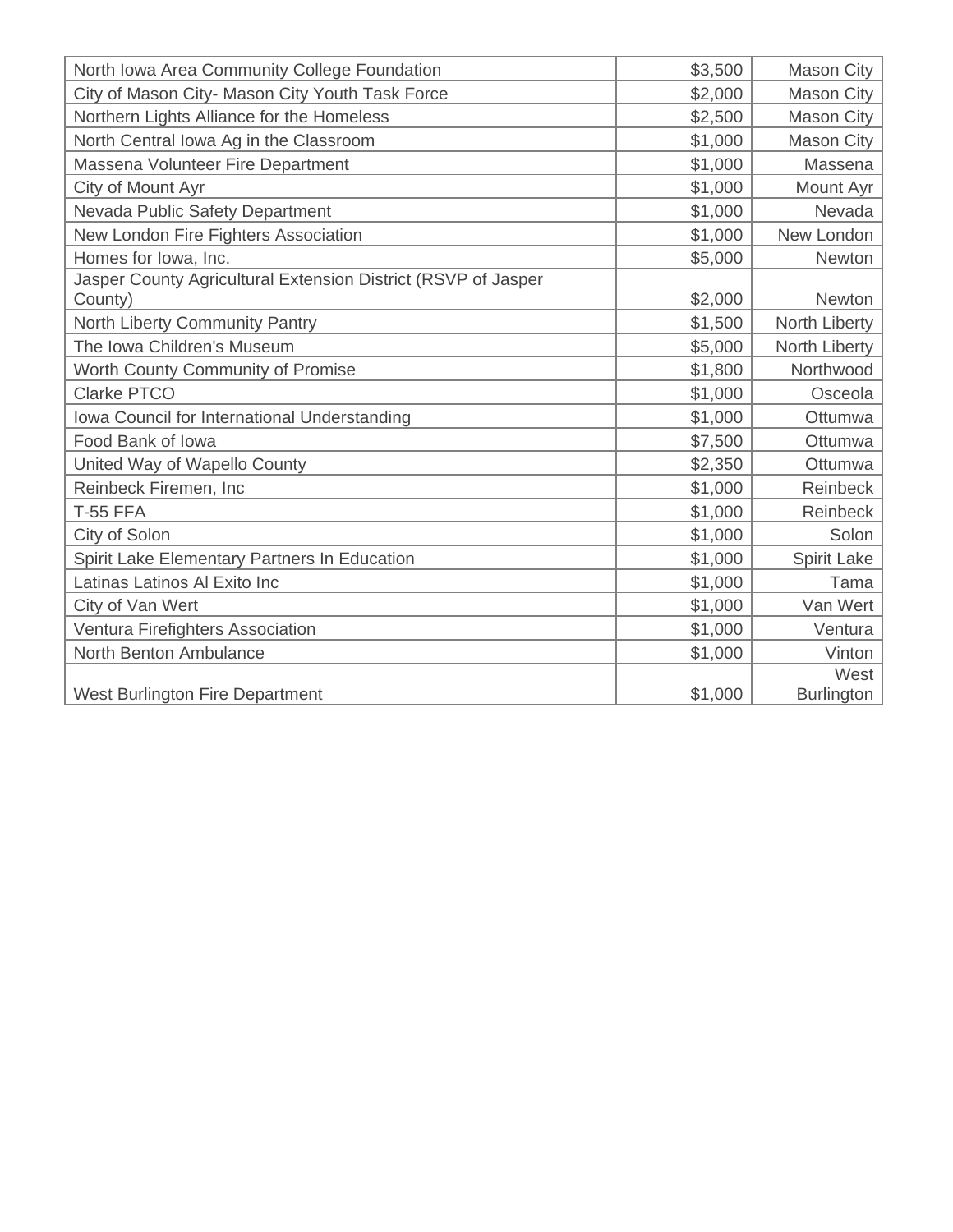| | | |
|---|---|---|
| North Iowa Area Community College Foundation | $3,500 | Mason City |
| City of Mason City- Mason City Youth Task Force | $2,000 | Mason City |
| Northern Lights Alliance for the Homeless | $2,500 | Mason City |
| North Central Iowa Ag in the Classroom | $1,000 | Mason City |
| Massena Volunteer Fire Department | $1,000 | Massena |
| City of Mount Ayr | $1,000 | Mount Ayr |
| Nevada Public Safety Department | $1,000 | Nevada |
| New London Fire Fighters Association | $1,000 | New London |
| Homes for Iowa, Inc. | $5,000 | Newton |
| Jasper County Agricultural Extension District (RSVP of Jasper County) | $2,000 | Newton |
| North Liberty Community Pantry | $1,500 | North Liberty |
| The Iowa Children's Museum | $5,000 | North Liberty |
| Worth County Community of Promise | $1,800 | Northwood |
| Clarke PTCO | $1,000 | Osceola |
| Iowa Council for International Understanding | $1,000 | Ottumwa |
| Food Bank of Iowa | $7,500 | Ottumwa |
| United Way of Wapello County | $2,350 | Ottumwa |
| Reinbeck Firemen, Inc | $1,000 | Reinbeck |
| T-55 FFA | $1,000 | Reinbeck |
| City of Solon | $1,000 | Solon |
| Spirit Lake Elementary Partners In Education | $1,000 | Spirit Lake |
| Latinas Latinos Al Exito Inc | $1,000 | Tama |
| City of Van Wert | $1,000 | Van Wert |
| Ventura Firefighters Association | $1,000 | Ventura |
| North Benton Ambulance | $1,000 | Vinton |
| West Burlington Fire Department | $1,000 | West Burlington |